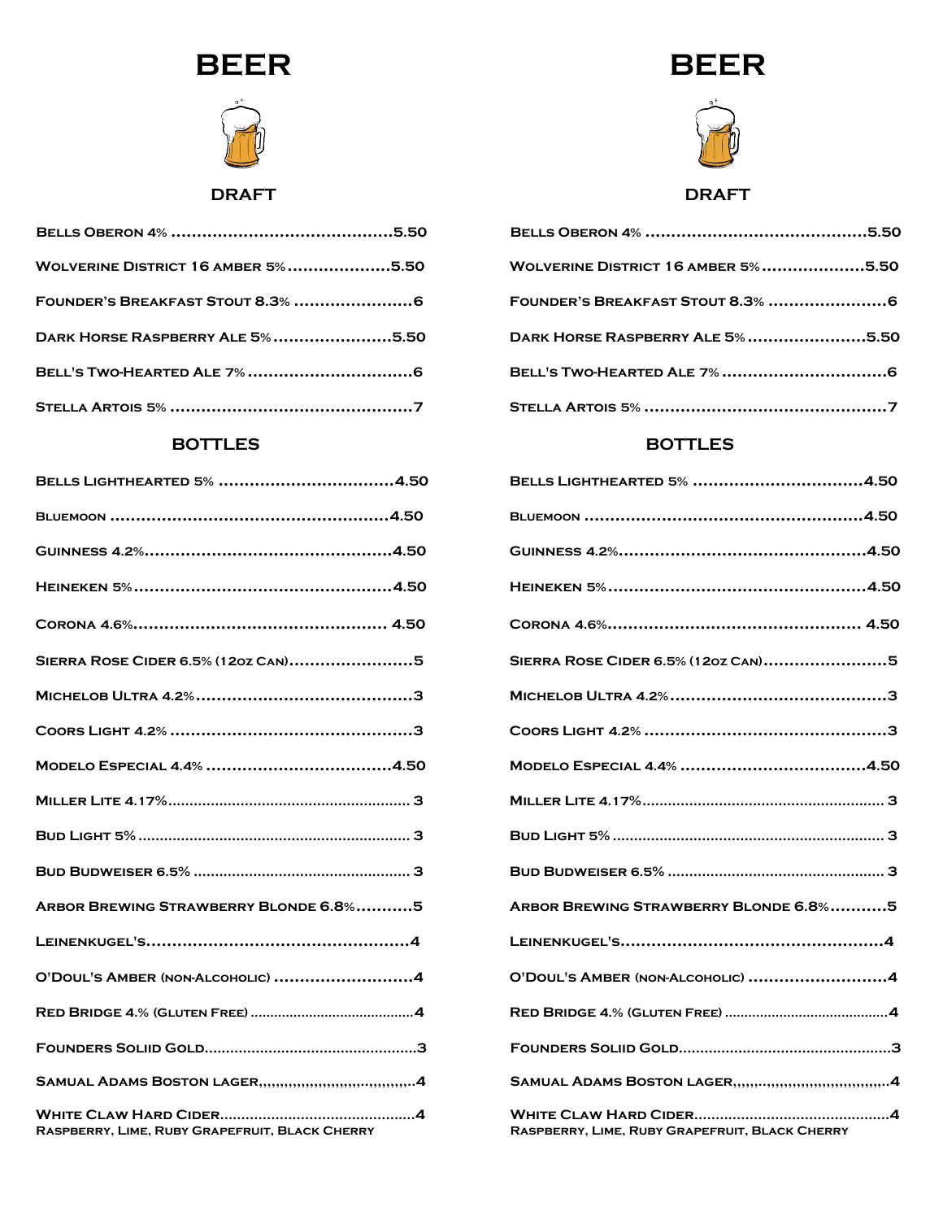# BEER

## DRAFT

Bells Oberon 4% ..........................................5.50

Wolverine District 16 amber 5%....................5.50

Founder's Breakfast Stout 8.3% .......................6

Dark Horse Raspberry Ale 5%.......................5.50

Bell's Two-Hearted Ale 7% ................................6

Stella Artois 5% ...............................................7

## BOTTLES

Bells Lighthearted 5% .................................4.50

Bluemoon .....................................................4.50

Guinness 4.2%...............................................4.50

Heineken 5%.................................................4.50

Corona 4.6%................................................ 4.50

Sierra Rose Cider 6.5% (12oz Can)........................5

Michelob Ultra 4.2%..........................................3

Coors Light 4.2% ..............................................3

Modelo Especial 4.4% ...................................4.50

Miller Lite 4.17%......................................................... 3

Bud Light 5% ................................................................ 3

Bud Budweiser 6.5% ................................................... 3

Arbor Brewing Strawberry Blonde 6.8%...........5

Leinenkugel's..................................................4

O'Doul's Amber (non-Alcoholic) ...........................4

Red Bridge 4.% (Gluten Free) .........................................4

Founders Soliid Gold..................................................3

Samual Adams Boston lager,,,,,,,,,,,,,,,,,,,,,,,,,,,,,,,,,,,,,,,4

White Claw Hard Cider..............................................4
Raspberry, Lime, Ruby Grapefruit, Black Cherry

# BEER

## DRAFT

Bells Oberon 4% ..........................................5.50

Wolverine District 16 amber 5%....................5.50

Founder's Breakfast Stout 8.3% .......................6

Dark Horse Raspberry Ale 5%.......................5.50

Bell's Two-Hearted Ale 7% ................................6

Stella Artois 5% ...............................................7

## BOTTLES

Bells Lighthearted 5% .................................4.50

Bluemoon .....................................................4.50

Guinness 4.2%...............................................4.50

Heineken 5%.................................................4.50

Corona 4.6%................................................ 4.50

Sierra Rose Cider 6.5% (12oz Can)........................5

Michelob Ultra 4.2%..........................................3

Coors Light 4.2% ..............................................3

Modelo Especial 4.4% ...................................4.50

Miller Lite 4.17%......................................................... 3

Bud Light 5% ................................................................ 3

Bud Budweiser 6.5% ................................................... 3

Arbor Brewing Strawberry Blonde 6.8%...........5

Leinenkugel's..................................................4

O'Doul's Amber (non-Alcoholic) ...........................4

Red Bridge 4.% (Gluten Free) .........................................4

Founders Soliid Gold..................................................3

Samual Adams Boston lager,,,,,,,,,,,,,,,,,,,,,,,,,,,,,,,,,,,,,,,4

White Claw Hard Cider..............................................4
Raspberry, Lime, Ruby Grapefruit, Black Cherry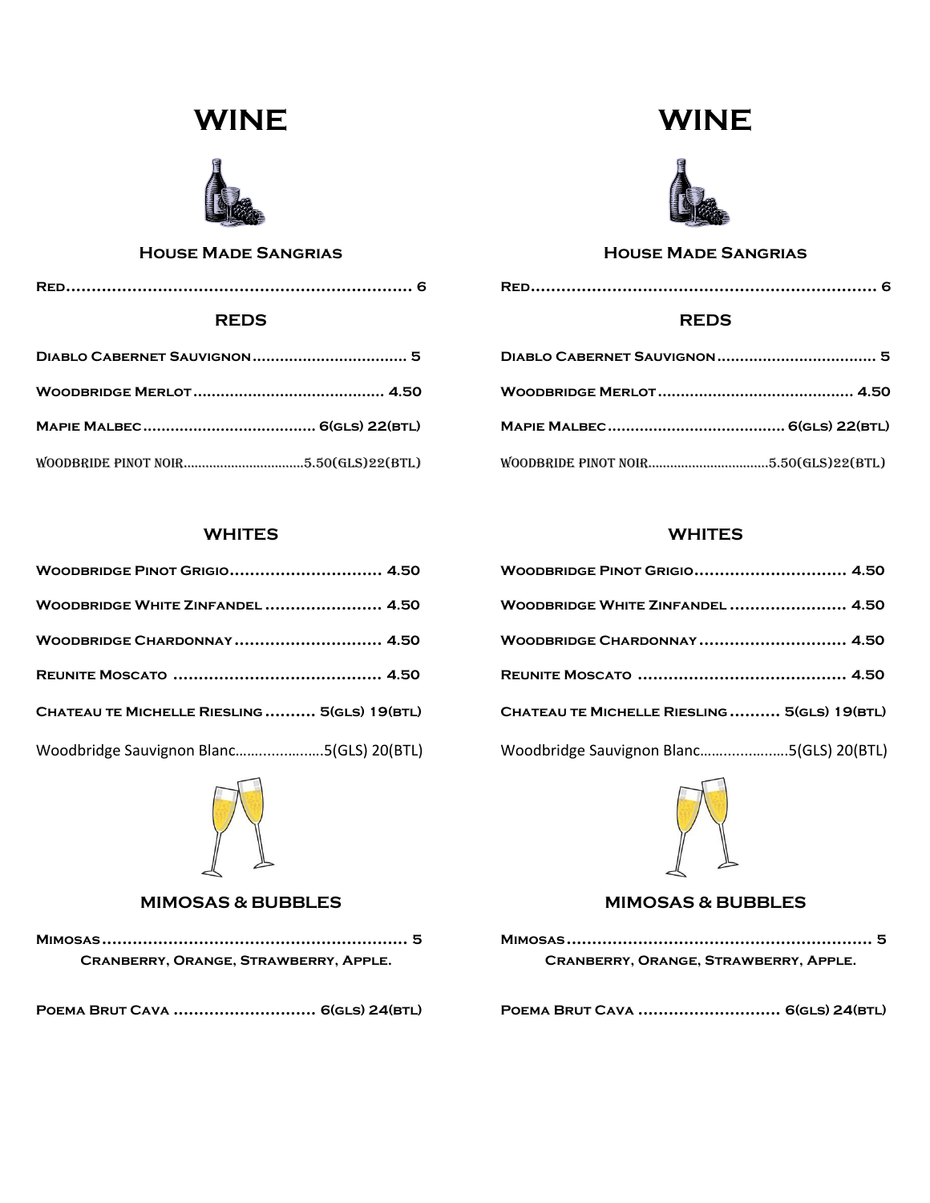# WINE

## House Made Sangrias

Red........................................................................ 6

## REDS

Diablo Cabernet Sauvignon.................................. 5

Woodbridge Merlot.......................................... 4.50

Mapie Malbec...................................... 6(gls) 22(btl)

Woodbride Pinot Noir................................5.50(GLS)22(BTL)

## WHITES

Woodbridge Pinot Grigio.............................. 4.50

Woodbridge White Zinfandel ....................... 4.50

Woodbridge Chardonnay ............................ 4.50

Reunite Moscato ........................................ 4.50

Chateau te Michelle Riesling .......... 5(gls) 19(btl)

Woodbridge Sauvignon Blanc………………….5(GLS) 20(BTL)

## MIMOSAS & BUBBLES

Mimosas............................................................ 5

Cranberry, Orange, Strawberry, Apple.

Poema Brut Cava ............................ 6(gls) 24(btl)

# WINE

## House Made Sangrias

Red........................................................................ 6

## REDS

Diablo Cabernet Sauvignon.................................. 5

Woodbridge Merlot.......................................... 4.50

Mapie Malbec...................................... 6(gls) 22(btl)

Woodbride Pinot Noir................................5.50(GLS)22(BTL)

## WHITES

Woodbridge Pinot Grigio.............................. 4.50

Woodbridge White Zinfandel ....................... 4.50

Woodbridge Chardonnay ............................ 4.50

Reunite Moscato ........................................ 4.50

Chateau te Michelle Riesling .......... 5(gls) 19(btl)

Woodbridge Sauvignon Blanc………………….5(GLS) 20(BTL)

## MIMOSAS & BUBBLES

Mimosas............................................................ 5

Cranberry, Orange, Strawberry, Apple.

Poema Brut Cava ............................ 6(gls) 24(btl)